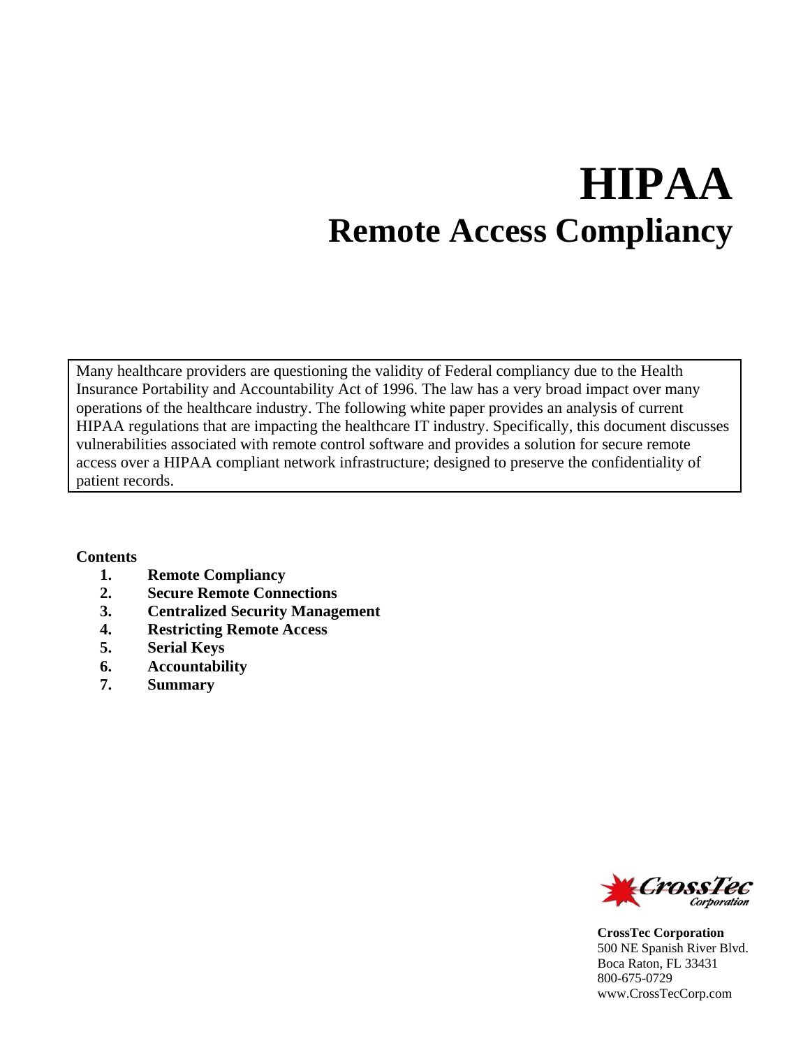# HIPAA

## Remote Access Compliancy

Many healthcare providers are questioning the validity of Federal compliancy due to the Health Insurance Portability and Accountability Act of 1996. The law has a very broad impact over many operations of the healthcare industry. The following white paper provides an analysis of current HIPAA regulations that are impacting the healthcare IT industry. Specifically, this document discusses vulnerabilities associated with remote control software and provides a solution for secure remote access over a HIPAA compliant network infrastructure; designed to preserve the confidentiality of patient records.

**Contents**

1. **Remote Compliancy**
2. **Secure Remote Connections**
3. **Centralized Security Management**
4. **Restricting Remote Access**
5. **Serial Keys**
6. **Accountability**
7. **Summary**

CrossTec Corporation

**CrossTec Corporation**
500 NE Spanish River Blvd.
Boca Raton, FL 33431
800-675-0729
www.CrossTecCorp.com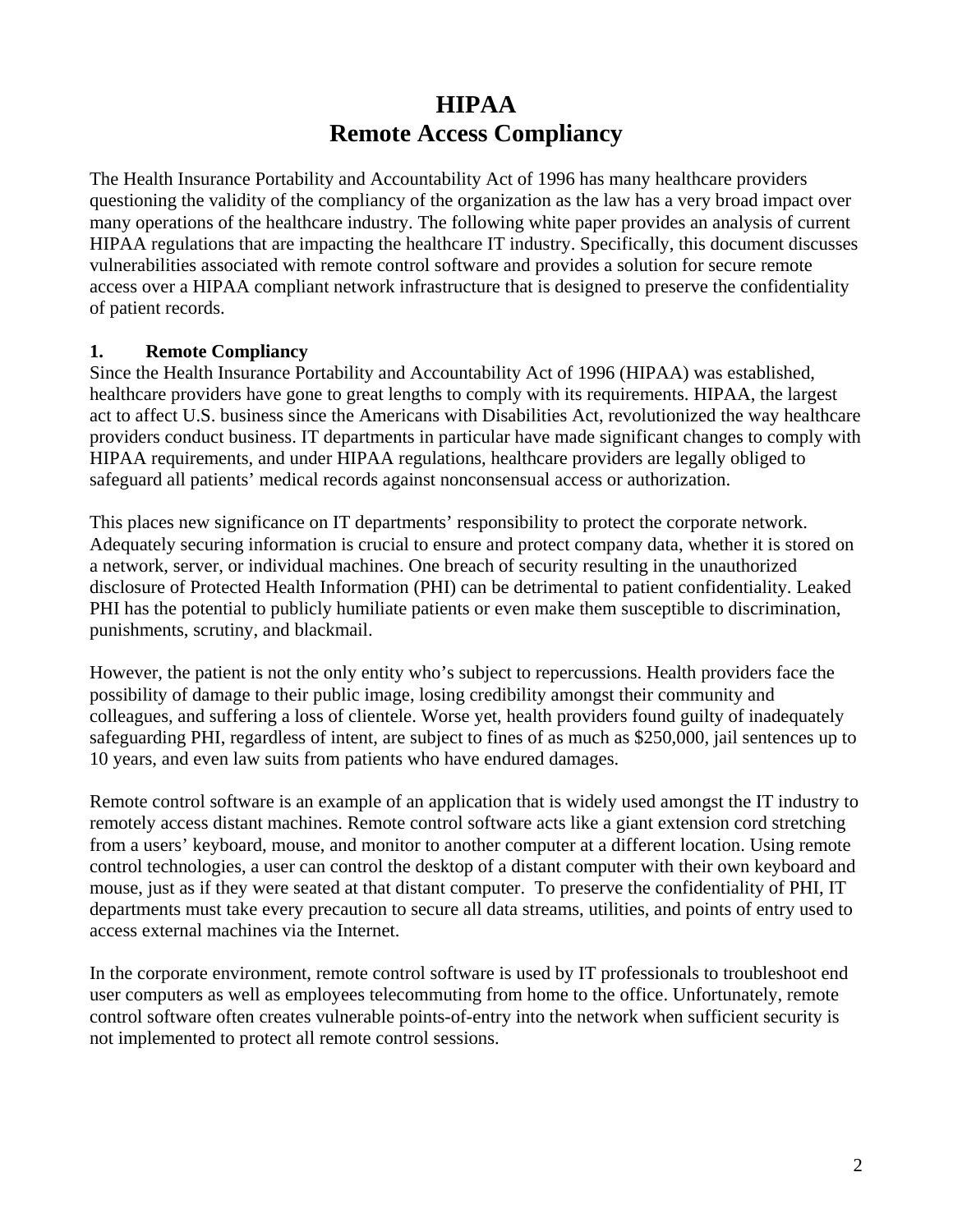# HIPAA
# Remote Access Compliancy

The Health Insurance Portability and Accountability Act of 1996 has many healthcare providers questioning the validity of the compliancy of the organization as the law has a very broad impact over many operations of the healthcare industry. The following white paper provides an analysis of current HIPAA regulations that are impacting the healthcare IT industry. Specifically, this document discusses vulnerabilities associated with remote control software and provides a solution for secure remote access over a HIPAA compliant network infrastructure that is designed to preserve the confidentiality of patient records.

## 1. Remote Compliancy

Since the Health Insurance Portability and Accountability Act of 1996 (HIPAA) was established, healthcare providers have gone to great lengths to comply with its requirements. HIPAA, the largest act to affect U.S. business since the Americans with Disabilities Act, revolutionized the way healthcare providers conduct business. IT departments in particular have made significant changes to comply with HIPAA requirements, and under HIPAA regulations, healthcare providers are legally obliged to safeguard all patients' medical records against nonconsensual access or authorization.

This places new significance on IT departments' responsibility to protect the corporate network. Adequately securing information is crucial to ensure and protect company data, whether it is stored on a network, server, or individual machines. One breach of security resulting in the unauthorized disclosure of Protected Health Information (PHI) can be detrimental to patient confidentiality. Leaked PHI has the potential to publicly humiliate patients or even make them susceptible to discrimination, punishments, scrutiny, and blackmail.

However, the patient is not the only entity who's subject to repercussions. Health providers face the possibility of damage to their public image, losing credibility amongst their community and colleagues, and suffering a loss of clientele. Worse yet, health providers found guilty of inadequately safeguarding PHI, regardless of intent, are subject to fines of as much as $250,000, jail sentences up to 10 years, and even law suits from patients who have endured damages.

Remote control software is an example of an application that is widely used amongst the IT industry to remotely access distant machines. Remote control software acts like a giant extension cord stretching from a users' keyboard, mouse, and monitor to another computer at a different location. Using remote control technologies, a user can control the desktop of a distant computer with their own keyboard and mouse, just as if they were seated at that distant computer. To preserve the confidentiality of PHI, IT departments must take every precaution to secure all data streams, utilities, and points of entry used to access external machines via the Internet.

In the corporate environment, remote control software is used by IT professionals to troubleshoot end user computers as well as employees telecommuting from home to the office. Unfortunately, remote control software often creates vulnerable points-of-entry into the network when sufficient security is not implemented to protect all remote control sessions.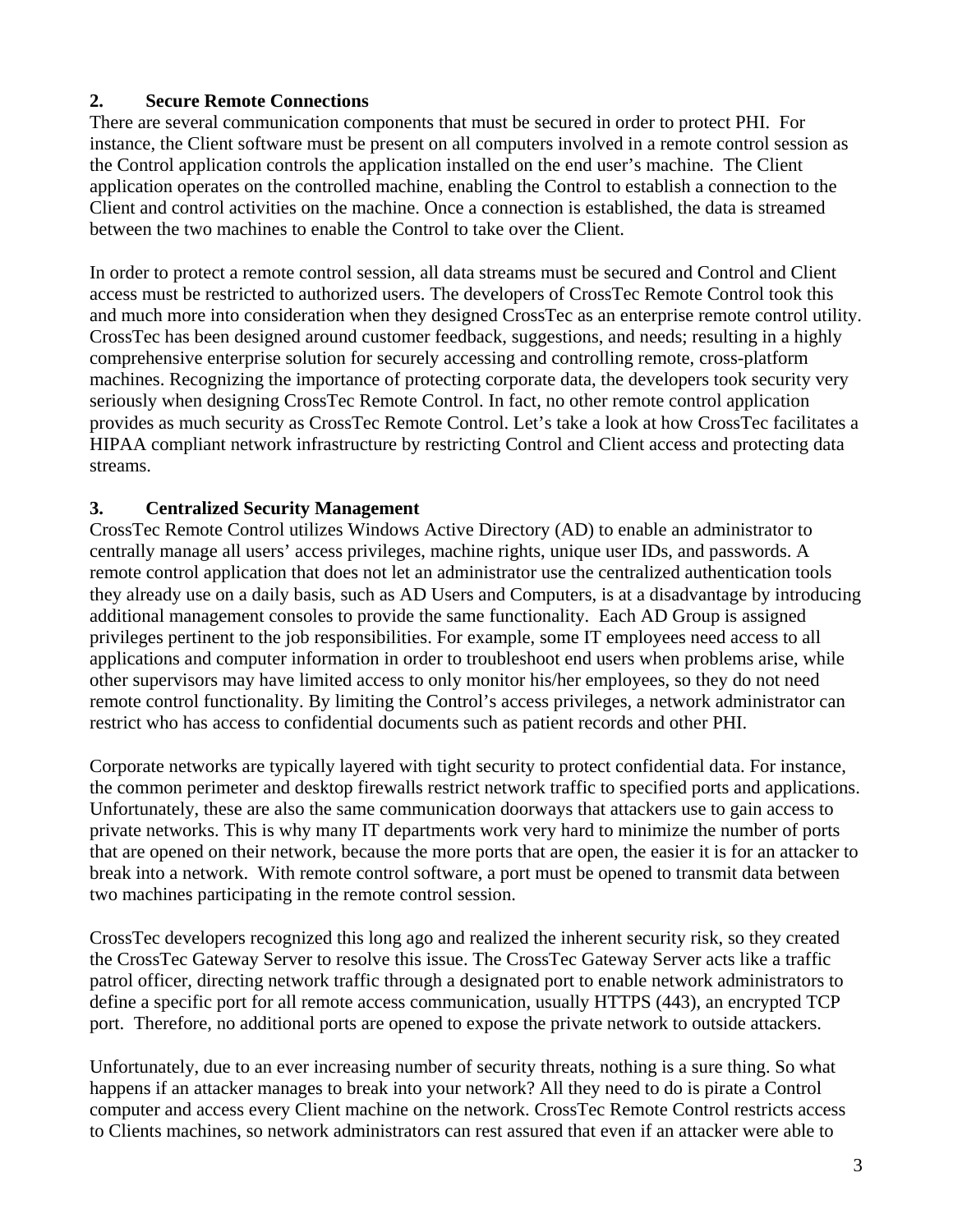## 2. Secure Remote Connections

There are several communication components that must be secured in order to protect PHI. For instance, the Client software must be present on all computers involved in a remote control session as the Control application controls the application installed on the end user's machine. The Client application operates on the controlled machine, enabling the Control to establish a connection to the Client and control activities on the machine. Once a connection is established, the data is streamed between the two machines to enable the Control to take over the Client.

In order to protect a remote control session, all data streams must be secured and Control and Client access must be restricted to authorized users. The developers of CrossTec Remote Control took this and much more into consideration when they designed CrossTec as an enterprise remote control utility. CrossTec has been designed around customer feedback, suggestions, and needs; resulting in a highly comprehensive enterprise solution for securely accessing and controlling remote, cross-platform machines. Recognizing the importance of protecting corporate data, the developers took security very seriously when designing CrossTec Remote Control. In fact, no other remote control application provides as much security as CrossTec Remote Control. Let's take a look at how CrossTec facilitates a HIPAA compliant network infrastructure by restricting Control and Client access and protecting data streams.

## 3. Centralized Security Management

CrossTec Remote Control utilizes Windows Active Directory (AD) to enable an administrator to centrally manage all users' access privileges, machine rights, unique user IDs, and passwords. A remote control application that does not let an administrator use the centralized authentication tools they already use on a daily basis, such as AD Users and Computers, is at a disadvantage by introducing additional management consoles to provide the same functionality. Each AD Group is assigned privileges pertinent to the job responsibilities. For example, some IT employees need access to all applications and computer information in order to troubleshoot end users when problems arise, while other supervisors may have limited access to only monitor his/her employees, so they do not need remote control functionality. By limiting the Control's access privileges, a network administrator can restrict who has access to confidential documents such as patient records and other PHI.

Corporate networks are typically layered with tight security to protect confidential data. For instance, the common perimeter and desktop firewalls restrict network traffic to specified ports and applications. Unfortunately, these are also the same communication doorways that attackers use to gain access to private networks. This is why many IT departments work very hard to minimize the number of ports that are opened on their network, because the more ports that are open, the easier it is for an attacker to break into a network. With remote control software, a port must be opened to transmit data between two machines participating in the remote control session.

CrossTec developers recognized this long ago and realized the inherent security risk, so they created the CrossTec Gateway Server to resolve this issue. The CrossTec Gateway Server acts like a traffic patrol officer, directing network traffic through a designated port to enable network administrators to define a specific port for all remote access communication, usually HTTPS (443), an encrypted TCP port. Therefore, no additional ports are opened to expose the private network to outside attackers.

Unfortunately, due to an ever increasing number of security threats, nothing is a sure thing. So what happens if an attacker manages to break into your network? All they need to do is pirate a Control computer and access every Client machine on the network. CrossTec Remote Control restricts access to Clients machines, so network administrators can rest assured that even if an attacker were able to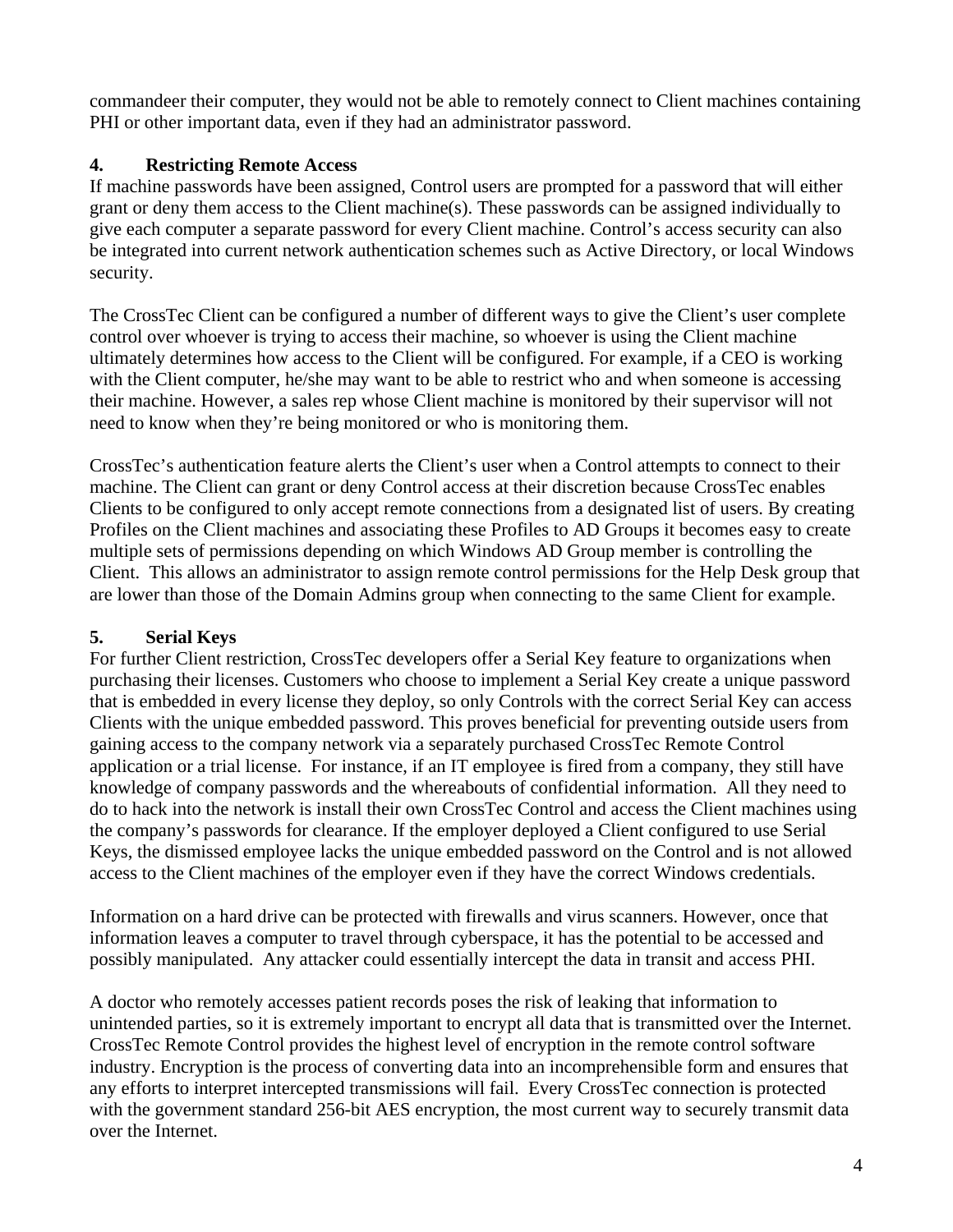commandeer their computer, they would not be able to remotely connect to Client machines containing PHI or other important data, even if they had an administrator password.

### 4. Restricting Remote Access

If machine passwords have been assigned, Control users are prompted for a password that will either grant or deny them access to the Client machine(s). These passwords can be assigned individually to give each computer a separate password for every Client machine. Control's access security can also be integrated into current network authentication schemes such as Active Directory, or local Windows security.

The CrossTec Client can be configured a number of different ways to give the Client's user complete control over whoever is trying to access their machine, so whoever is using the Client machine ultimately determines how access to the Client will be configured. For example, if a CEO is working with the Client computer, he/she may want to be able to restrict who and when someone is accessing their machine. However, a sales rep whose Client machine is monitored by their supervisor will not need to know when they're being monitored or who is monitoring them.

CrossTec's authentication feature alerts the Client's user when a Control attempts to connect to their machine. The Client can grant or deny Control access at their discretion because CrossTec enables Clients to be configured to only accept remote connections from a designated list of users. By creating Profiles on the Client machines and associating these Profiles to AD Groups it becomes easy to create multiple sets of permissions depending on which Windows AD Group member is controlling the Client. This allows an administrator to assign remote control permissions for the Help Desk group that are lower than those of the Domain Admins group when connecting to the same Client for example.

### 5. Serial Keys

For further Client restriction, CrossTec developers offer a Serial Key feature to organizations when purchasing their licenses. Customers who choose to implement a Serial Key create a unique password that is embedded in every license they deploy, so only Controls with the correct Serial Key can access Clients with the unique embedded password. This proves beneficial for preventing outside users from gaining access to the company network via a separately purchased CrossTec Remote Control application or a trial license. For instance, if an IT employee is fired from a company, they still have knowledge of company passwords and the whereabouts of confidential information. All they need to do to hack into the network is install their own CrossTec Control and access the Client machines using the company's passwords for clearance. If the employer deployed a Client configured to use Serial Keys, the dismissed employee lacks the unique embedded password on the Control and is not allowed access to the Client machines of the employer even if they have the correct Windows credentials.

Information on a hard drive can be protected with firewalls and virus scanners. However, once that information leaves a computer to travel through cyberspace, it has the potential to be accessed and possibly manipulated. Any attacker could essentially intercept the data in transit and access PHI.

A doctor who remotely accesses patient records poses the risk of leaking that information to unintended parties, so it is extremely important to encrypt all data that is transmitted over the Internet. CrossTec Remote Control provides the highest level of encryption in the remote control software industry. Encryption is the process of converting data into an incomprehensible form and ensures that any efforts to interpret intercepted transmissions will fail. Every CrossTec connection is protected with the government standard 256-bit AES encryption, the most current way to securely transmit data over the Internet.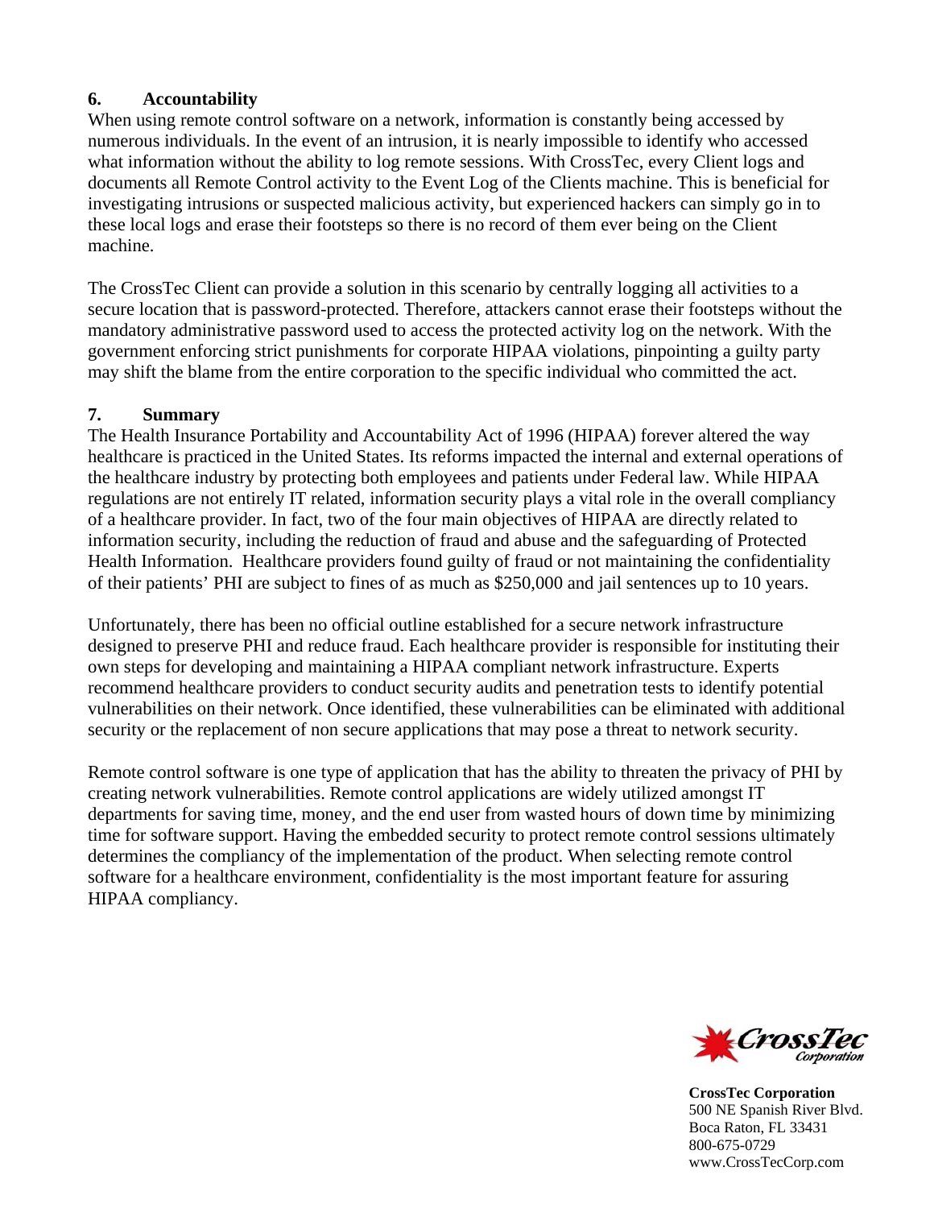## 6. Accountability

When using remote control software on a network, information is constantly being accessed by numerous individuals. In the event of an intrusion, it is nearly impossible to identify who accessed what information without the ability to log remote sessions. With CrossTec, every Client logs and documents all Remote Control activity to the Event Log of the Clients machine. This is beneficial for investigating intrusions or suspected malicious activity, but experienced hackers can simply go in to these local logs and erase their footsteps so there is no record of them ever being on the Client machine.

The CrossTec Client can provide a solution in this scenario by centrally logging all activities to a secure location that is password-protected. Therefore, attackers cannot erase their footsteps without the mandatory administrative password used to access the protected activity log on the network. With the government enforcing strict punishments for corporate HIPAA violations, pinpointing a guilty party may shift the blame from the entire corporation to the specific individual who committed the act.

## 7. Summary

The Health Insurance Portability and Accountability Act of 1996 (HIPAA) forever altered the way healthcare is practiced in the United States. Its reforms impacted the internal and external operations of the healthcare industry by protecting both employees and patients under Federal law. While HIPAA regulations are not entirely IT related, information security plays a vital role in the overall compliancy of a healthcare provider. In fact, two of the four main objectives of HIPAA are directly related to information security, including the reduction of fraud and abuse and the safeguarding of Protected Health Information. Healthcare providers found guilty of fraud or not maintaining the confidentiality of their patients' PHI are subject to fines of as much as $250,000 and jail sentences up to 10 years.

Unfortunately, there has been no official outline established for a secure network infrastructure designed to preserve PHI and reduce fraud. Each healthcare provider is responsible for instituting their own steps for developing and maintaining a HIPAA compliant network infrastructure. Experts recommend healthcare providers to conduct security audits and penetration tests to identify potential vulnerabilities on their network. Once identified, these vulnerabilities can be eliminated with additional security or the replacement of non secure applications that may pose a threat to network security.

Remote control software is one type of application that has the ability to threaten the privacy of PHI by creating network vulnerabilities. Remote control applications are widely utilized amongst IT departments for saving time, money, and the end user from wasted hours of down time by minimizing time for software support. Having the embedded security to protect remote control sessions ultimately determines the compliancy of the implementation of the product. When selecting remote control software for a healthcare environment, confidentiality is the most important feature for assuring HIPAA compliancy.

CrossTec Corporation

**CrossTec Corporation**
500 NE Spanish River Blvd.
Boca Raton, FL 33431
800-675-0729
www.CrossTecCorp.com